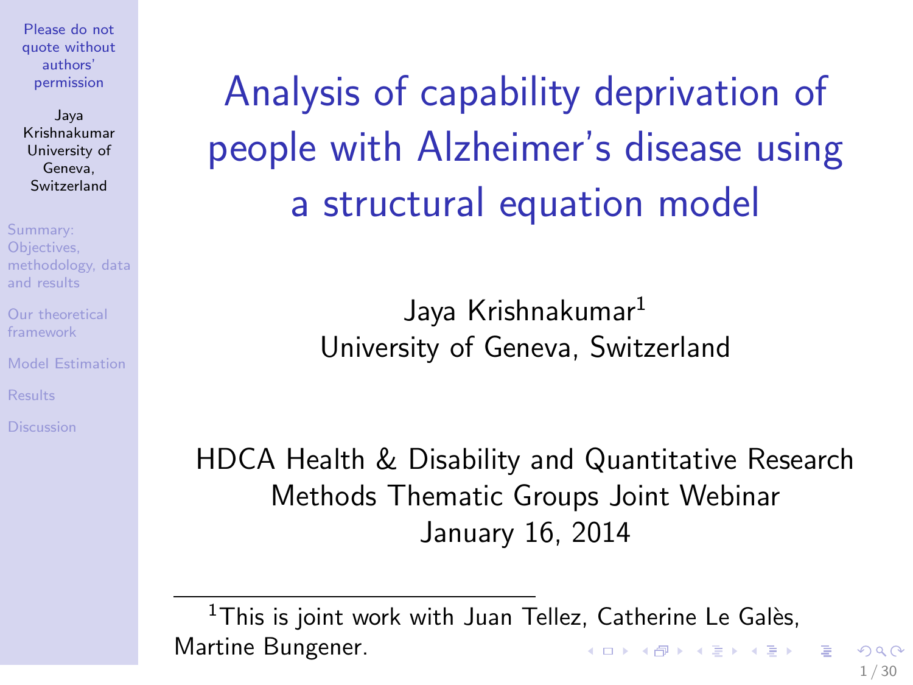# Analysis of capability deprivation of people with Alzheimer's disease using a structural equation model

Jaya Krishnakumar[1]
University of Geneva, Switzerland

HDCA Health & Disability and Quantitative Research Methods Thematic Groups Joint Webinar
January 16, 2014

[1] This is joint work with Juan Tellez, Catherine Le Galès, Martine Bungener.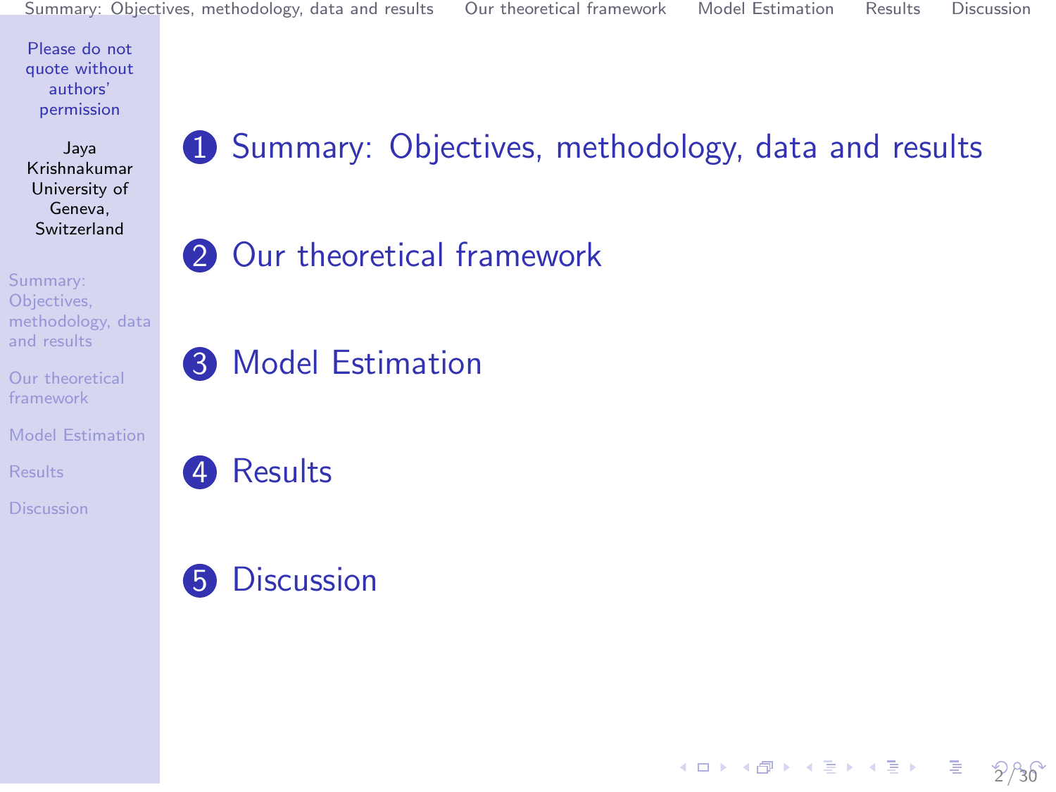1. Summary: Objectives, methodology, data and results
2. Our theoretical framework
3. Model Estimation
4. Results
5. Discussion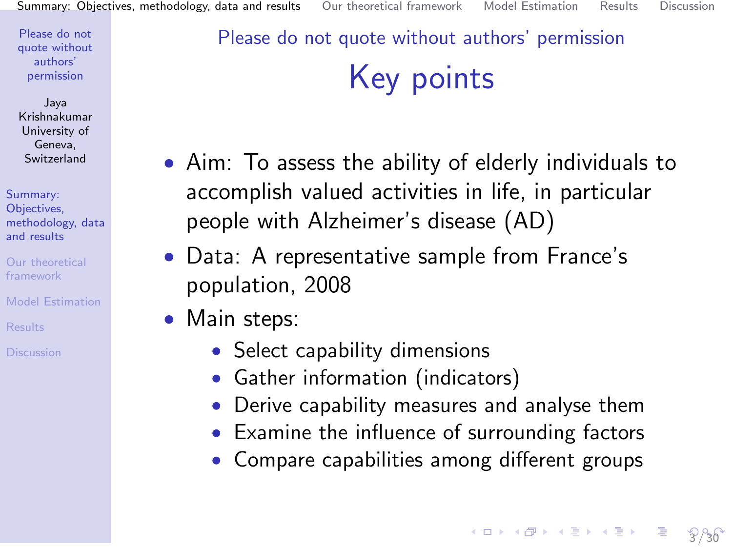Please do not quote without authors' permission

# Key points

- Aim: To assess the ability of elderly individuals to accomplish valued activities in life, in particular people with Alzheimer's disease (AD)
- Data: A representative sample from France's population, 2008
- Main steps:
  - Select capability dimensions
  - Gather information (indicators)
  - Derive capability measures and analyse them
  - Examine the influence of surrounding factors
  - Compare capabilities among different groups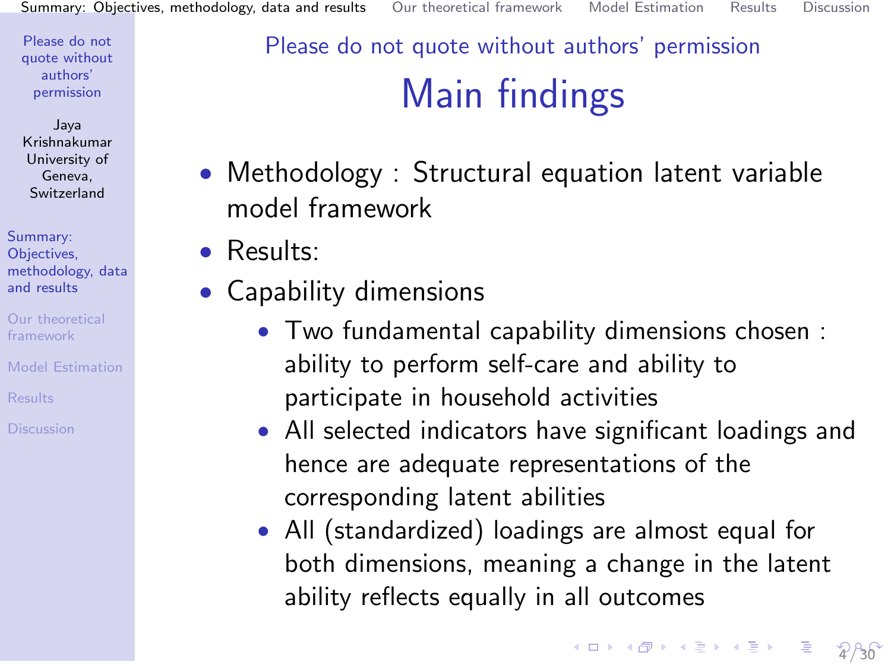Please do not quote without authors' permission

# Main findings

- Methodology : Structural equation latent variable model framework
- Results:
- Capability dimensions
  - Two fundamental capability dimensions chosen : ability to perform self-care and ability to participate in household activities
  - All selected indicators have significant loadings and hence are adequate representations of the corresponding latent abilities
  - All (standardized) loadings are almost equal for both dimensions, meaning a change in the latent ability reflects equally in all outcomes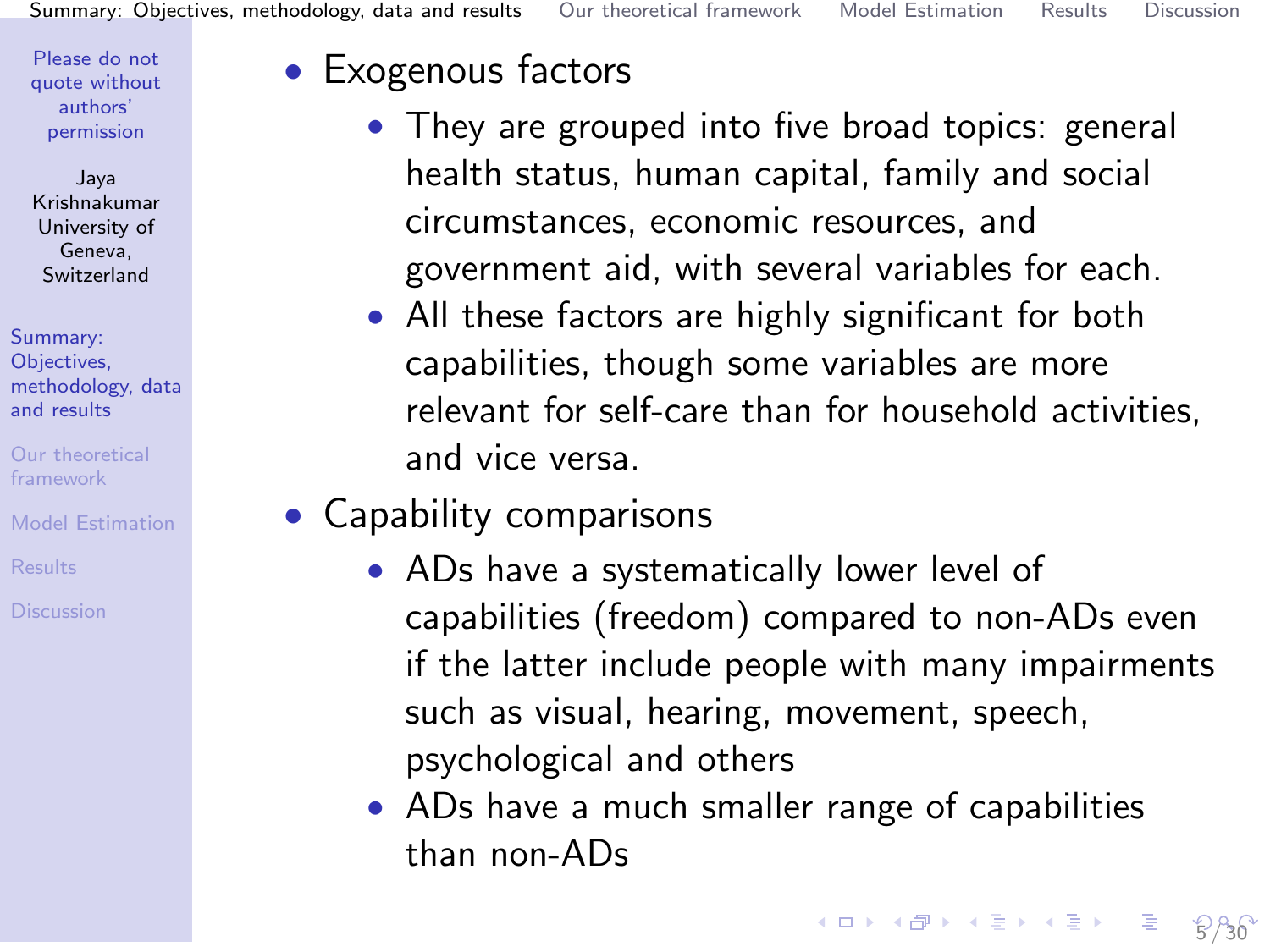- Exogenous factors
  - They are grouped into five broad topics: general health status, human capital, family and social circumstances, economic resources, and government aid, with several variables for each.
  - All these factors are highly significant for both capabilities, though some variables are more relevant for self-care than for household activities, and vice versa.
- Capability comparisons
  - ADs have a systematically lower level of capabilities (freedom) compared to non-ADs even if the latter include people with many impairments such as visual, hearing, movement, speech, psychological and others
  - ADs have a much smaller range of capabilities than non-ADs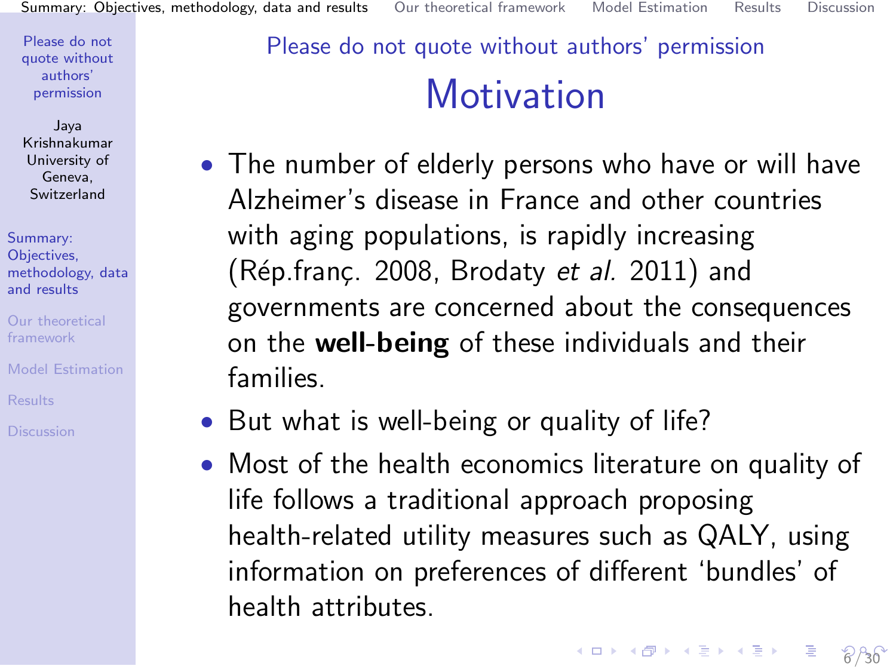Please do not quote without authors' permission

# Motivation

- The number of elderly persons who have or will have Alzheimer's disease in France and other countries with aging populations, is rapidly increasing (Rép.franç. 2008, Brodaty *et al.* 2011) and governments are concerned about the consequences on the **well-being** of these individuals and their families.
- But what is well-being or quality of life?
- Most of the health economics literature on quality of life follows a traditional approach proposing health-related utility measures such as QALY, using information on preferences of different 'bundles' of health attributes.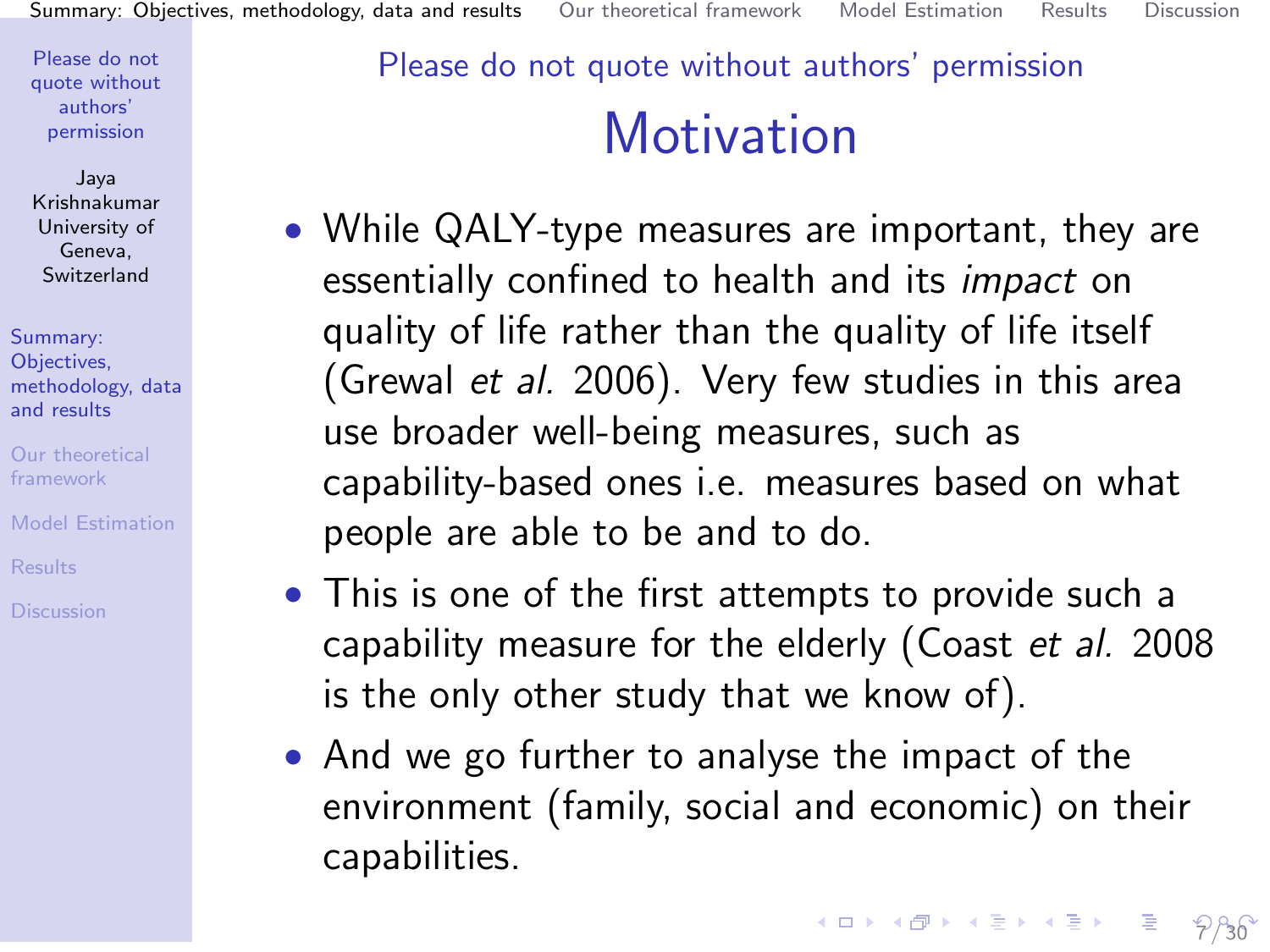Please do not quote without authors' permission

# Motivation

- While QALY-type measures are important, they are essentially confined to health and its *impact* on quality of life rather than the quality of life itself (Grewal *et al.* 2006). Very few studies in this area use broader well-being measures, such as capability-based ones i.e. measures based on what people are able to be and to do.
- This is one of the first attempts to provide such a capability measure for the elderly (Coast *et al.* 2008 is the only other study that we know of).
- And we go further to analyse the impact of the environment (family, social and economic) on their capabilities.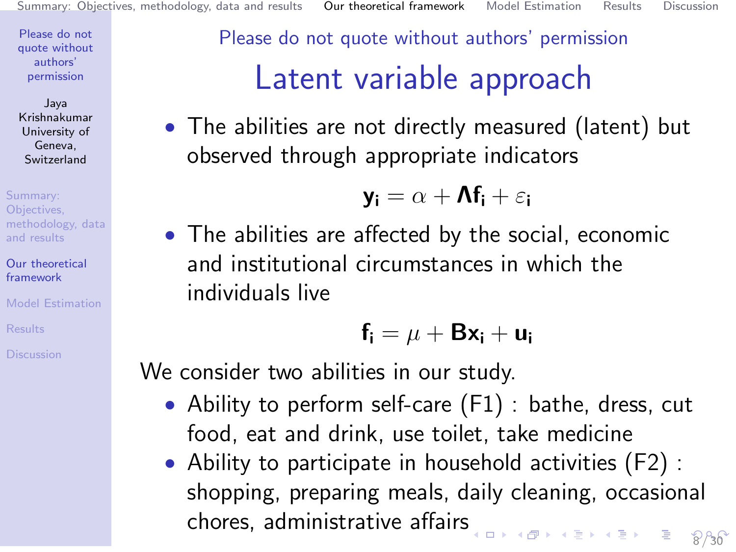Please do not quote without authors' permission

# Latent variable approach

- The abilities are not directly measured (latent) but observed through appropriate indicators

$$\mathbf{y_i} = \alpha + \mathbf{\Lambda f_i} + \varepsilon_\mathbf{i}$$

- The abilities are affected by the social, economic and institutional circumstances in which the individuals live

$$\mathbf{f_i} = \mu + \mathbf{Bx_i} + \mathbf{u_i}$$

We consider two abilities in our study.

- Ability to perform self-care (F1) : bathe, dress, cut food, eat and drink, use toilet, take medicine
- Ability to participate in household activities (F2) : shopping, preparing meals, daily cleaning, occasional chores, administrative affairs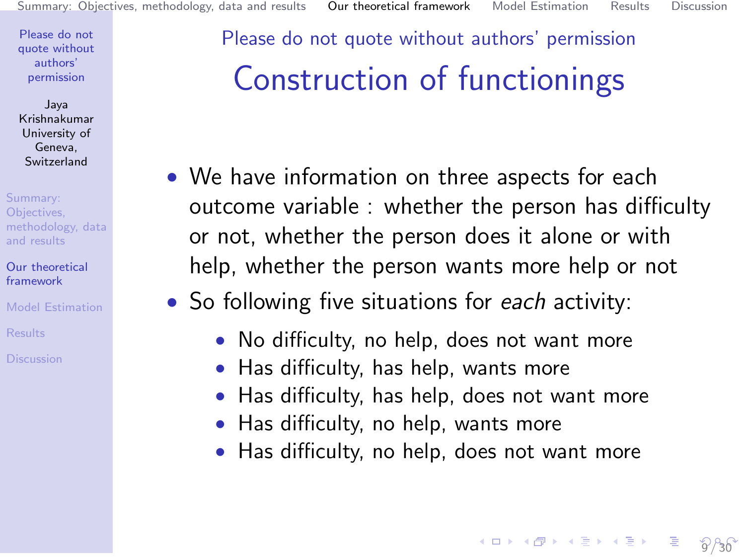Please do not quote without authors' permission

# Construction of functionings

- We have information on three aspects for each outcome variable : whether the person has difficulty or not, whether the person does it alone or with help, whether the person wants more help or not
- So following five situations for *each* activity:
  - No difficulty, no help, does not want more
  - Has difficulty, has help, wants more
  - Has difficulty, has help, does not want more
  - Has difficulty, no help, wants more
  - Has difficulty, no help, does not want more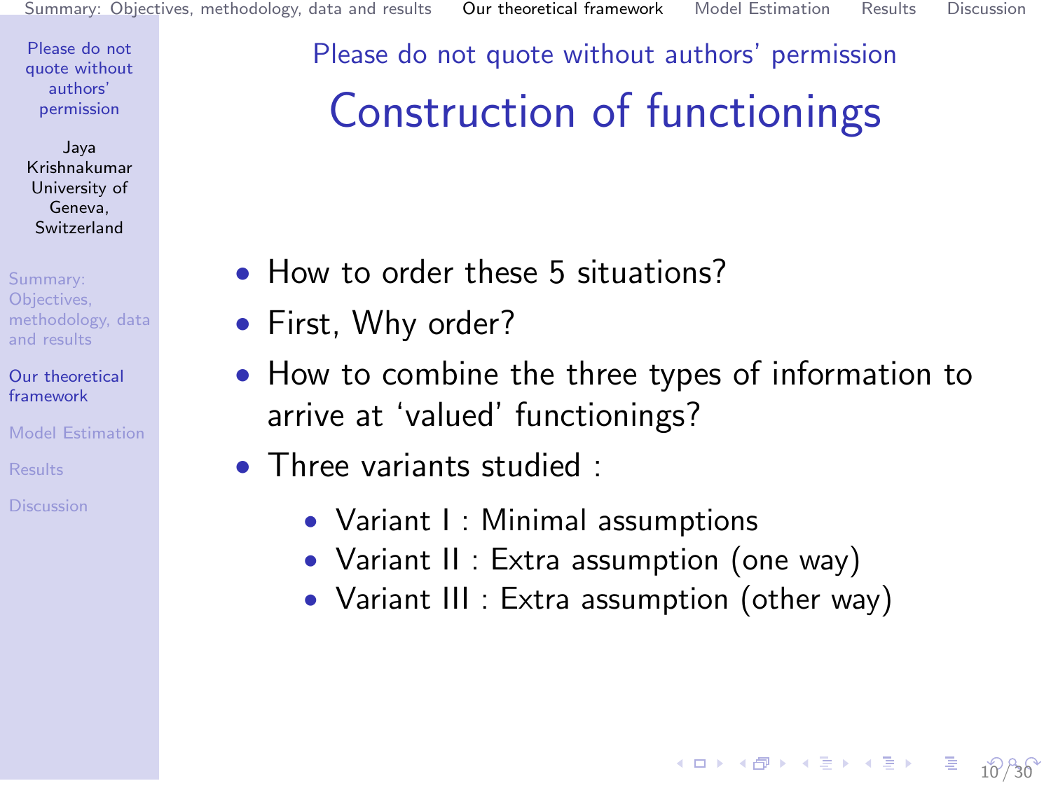Please do not quote without authors' permission

# Construction of functionings

- How to order these 5 situations?
- First, Why order?
- How to combine the three types of information to arrive at 'valued' functionings?
- Three variants studied :
  - Variant I : Minimal assumptions
  - Variant II : Extra assumption (one way)
  - Variant III : Extra assumption (other way)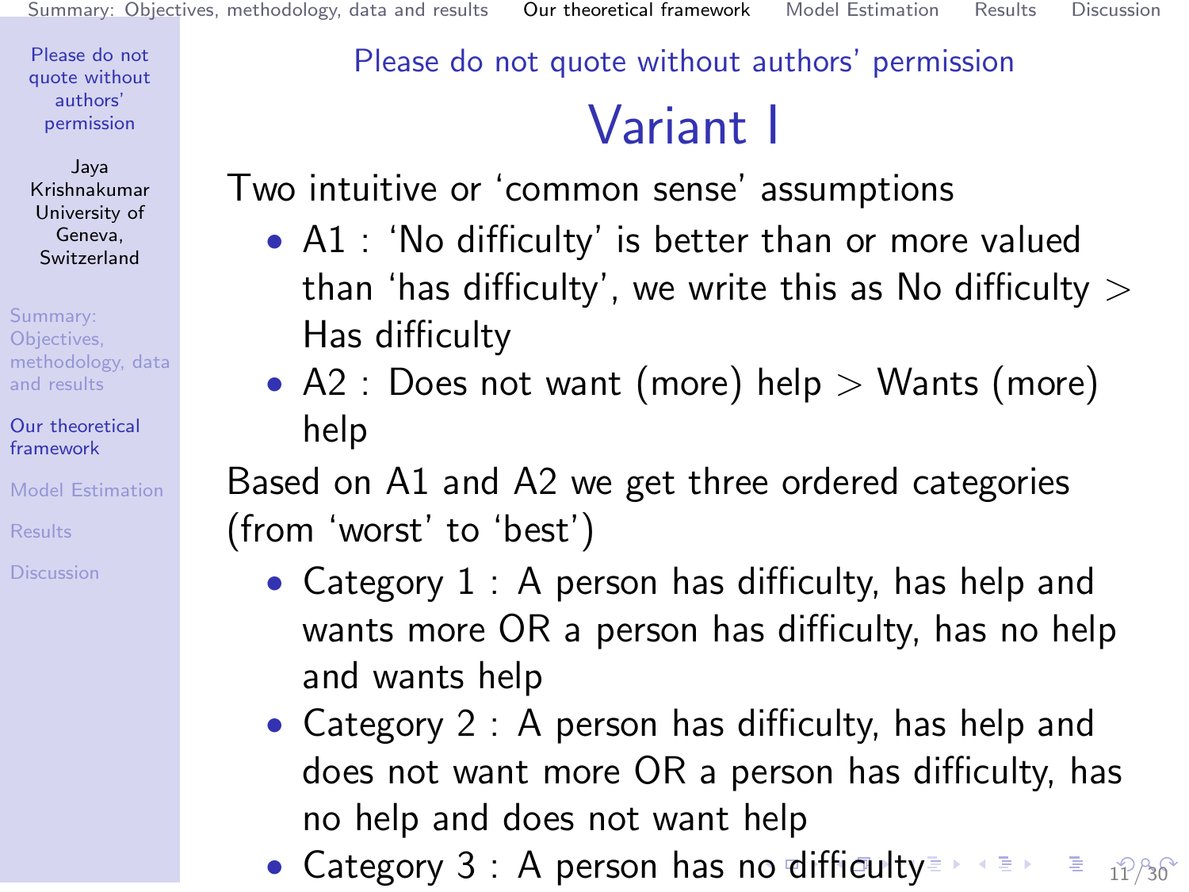# Variant I

Two intuitive or 'common sense' assumptions

- A1 : 'No difficulty' is better than or more valued than 'has difficulty', we write this as No difficulty > Has difficulty
- A2 : Does not want (more) help > Wants (more) help

Based on A1 and A2 we get three ordered categories (from 'worst' to 'best')

- Category 1 : A person has difficulty, has help and wants more OR a person has difficulty, has no help and wants help
- Category 2 : A person has difficulty, has help and does not want more OR a person has difficulty, has no help and does not want help
- Category 3 : A person has no difficulty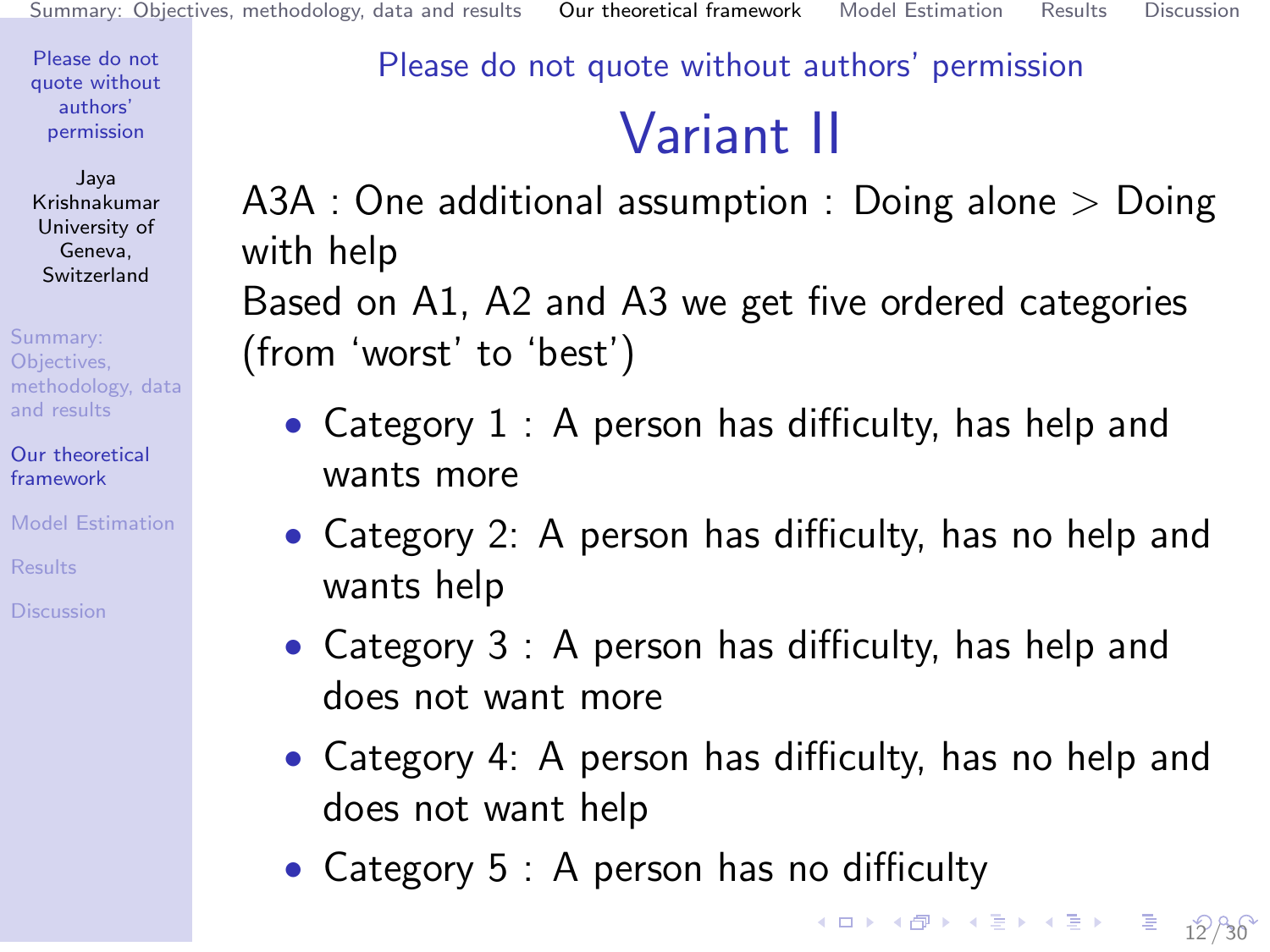Please do not quote without authors' permission

# Variant II

A3A : One additional assumption : Doing alone > Doing with help

Based on A1, A2 and A3 we get five ordered categories (from 'worst' to 'best')

- Category 1 : A person has difficulty, has help and wants more
- Category 2: A person has difficulty, has no help and wants help
- Category 3 : A person has difficulty, has help and does not want more
- Category 4: A person has difficulty, has no help and does not want help
- Category 5 : A person has no difficulty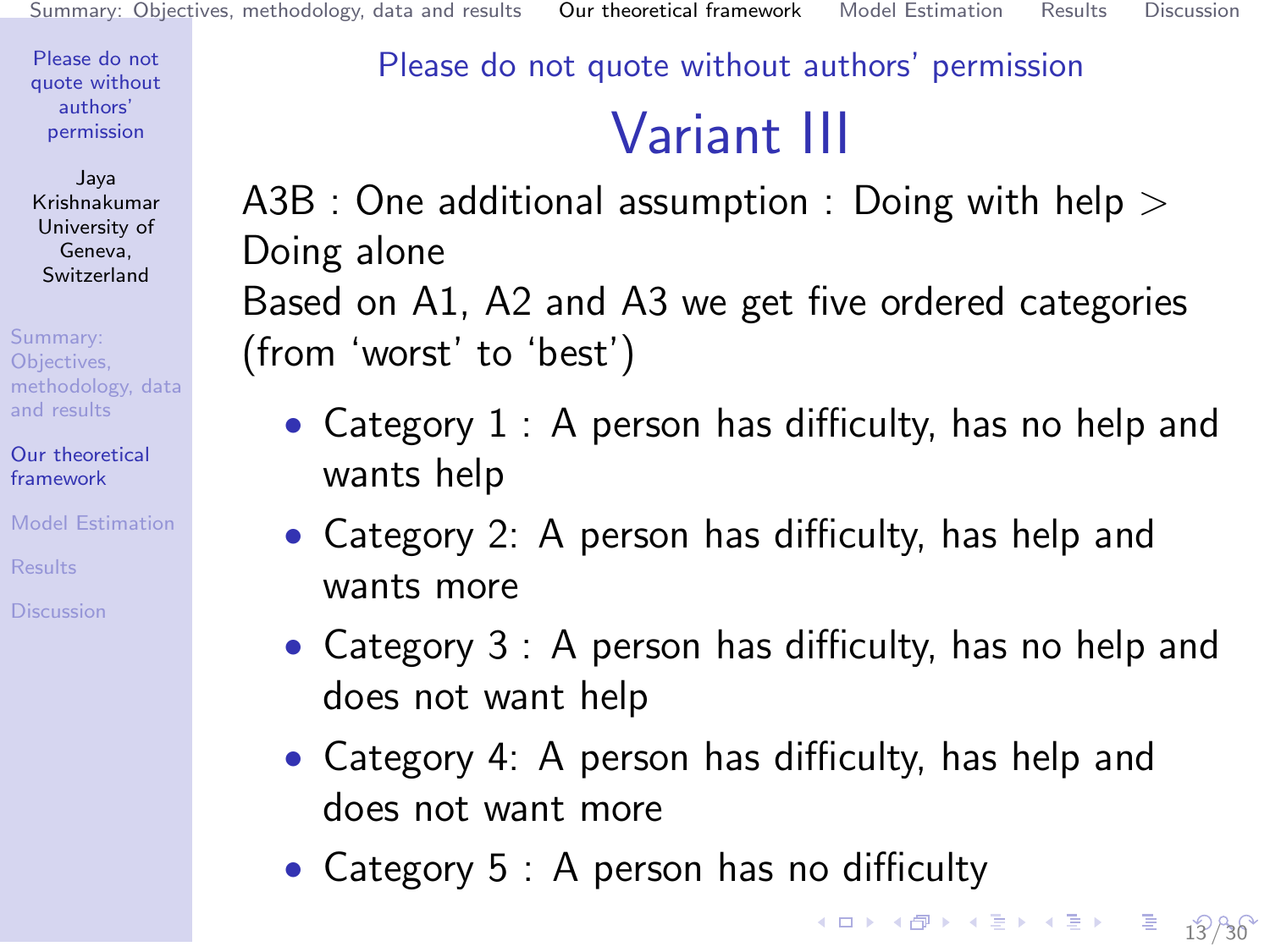Please do not quote without authors' permission

# Variant III

A3B : One additional assumption : Doing with help > Doing alone

Based on A1, A2 and A3 we get five ordered categories (from 'worst' to 'best')

- Category 1 : A person has difficulty, has no help and wants help
- Category 2: A person has difficulty, has help and wants more
- Category 3 : A person has difficulty, has no help and does not want help
- Category 4: A person has difficulty, has help and does not want more
- Category 5 : A person has no difficulty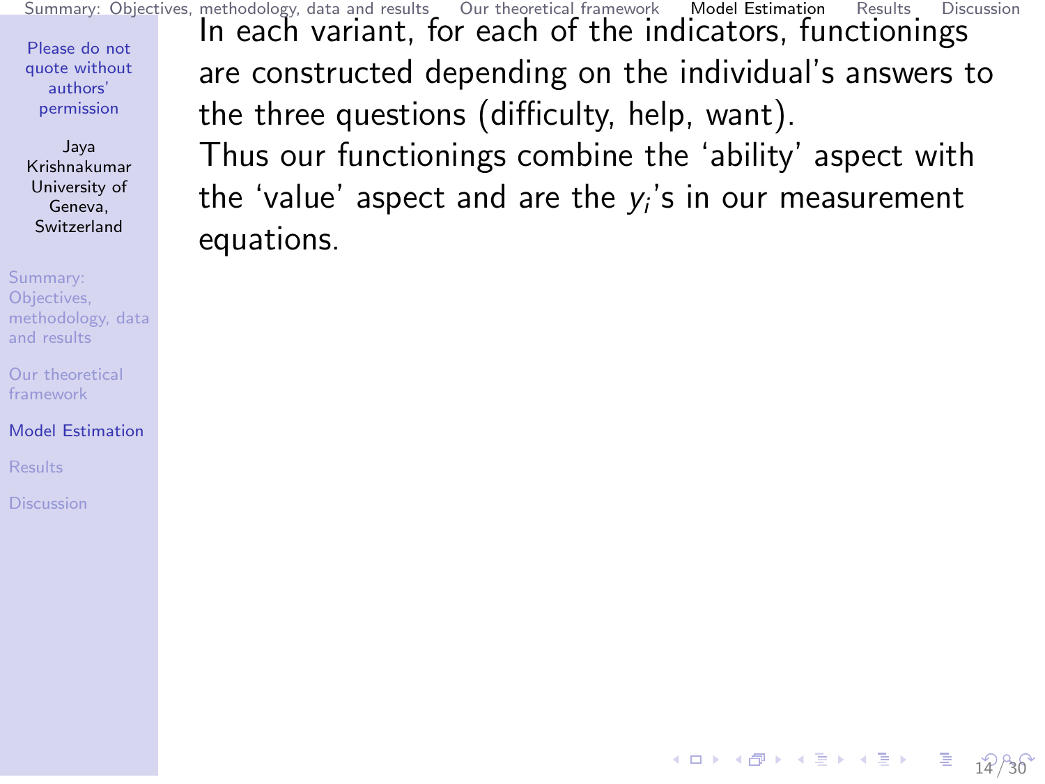In each variant, for each of the indicators, functionings are constructed depending on the individual's answers to the three questions (difficulty, help, want).

Thus our functionings combine the 'ability' aspect with the 'value' aspect and are the $y_i$'s in our measurement equations.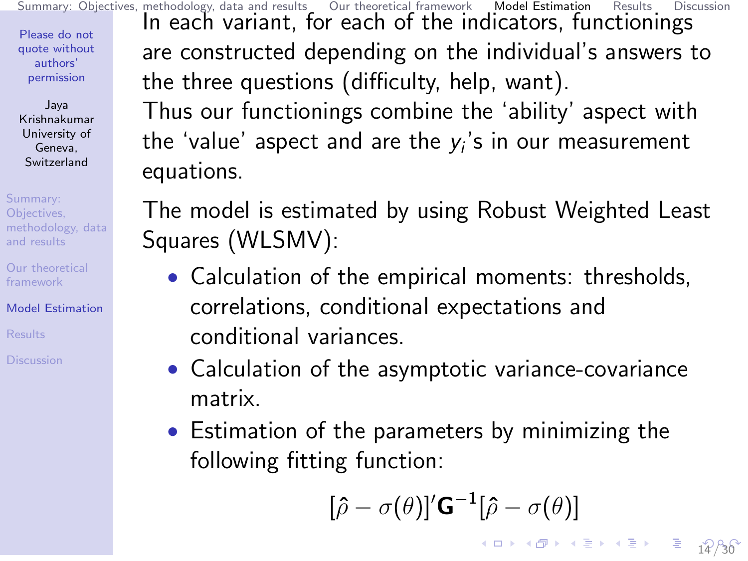In each variant, for each of the indicators, functionings are constructed depending on the individual's answers to the three questions (difficulty, help, want).

Thus our functionings combine the 'ability' aspect with the 'value' aspect and are the $y_i$'s in our measurement equations.

The model is estimated by using Robust Weighted Least Squares (WLSMV):

- Calculation of the empirical moments: thresholds, correlations, conditional expectations and conditional variances.
- Calculation of the asymptotic variance-covariance matrix.
- Estimation of the parameters by minimizing the following fitting function:

$$[\hat{\rho} - \sigma(\theta)]' \mathbf{G}^{-1} [\hat{\rho} - \sigma(\theta)]$$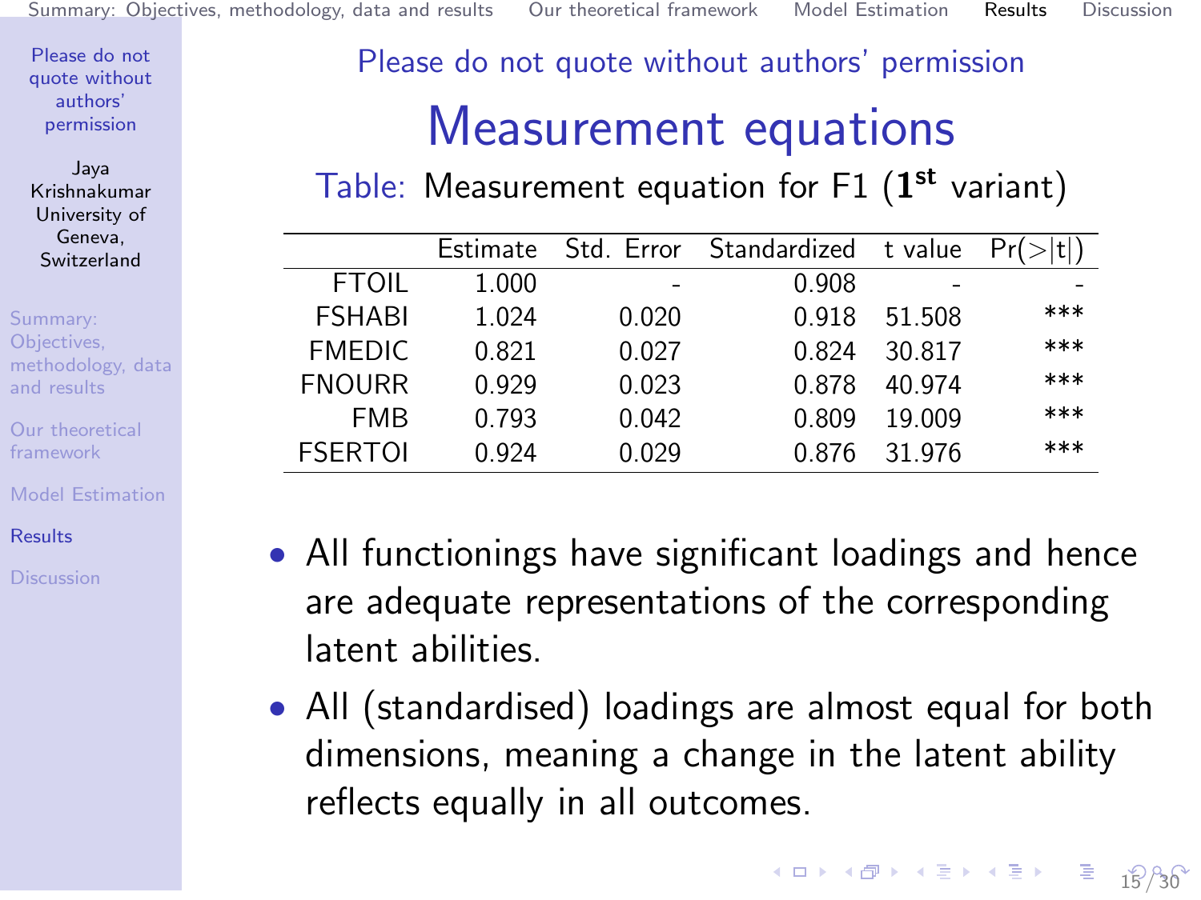Please do not quote without authors' permission

# Measurement equations

Table: Measurement equation for F1 ($\mathbf{1^{st}}$ variant)

| | Estimate | Std. Error | Standardized | t value | Pr(>\|t\|) |
|---|---|---|---|---|---|
| FTOIL | 1.000 | - | 0.908 | - | - |
| FSHABI | 1.024 | 0.020 | 0.918 | 51.508 | *** |
| FMEDIC | 0.821 | 0.027 | 0.824 | 30.817 | *** |
| FNOURR | 0.929 | 0.023 | 0.878 | 40.974 | *** |
| FMB | 0.793 | 0.042 | 0.809 | 19.009 | *** |
| FSERTOI | 0.924 | 0.029 | 0.876 | 31.976 | *** |

- All functionings have significant loadings and hence are adequate representations of the corresponding latent abilities.
- All (standardised) loadings are almost equal for both dimensions, meaning a change in the latent ability reflects equally in all outcomes.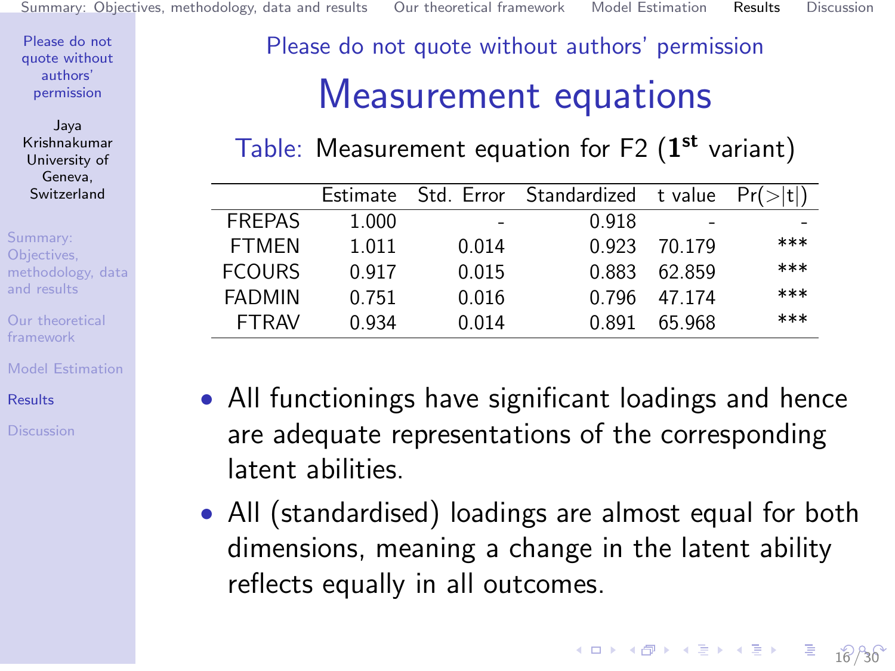Please do not quote without authors' permission

# Measurement equations

Table: Measurement equation for F2 ($\mathbf{1^{st}}$ variant)

| | Estimate | Std. Error | Standardized | t value | Pr(>\|t\|) |
|---|---|---|---|---|---|
| FREPAS | 1.000 | - | 0.918 | - | - |
| FTMEN | 1.011 | 0.014 | 0.923 | 70.179 | *** |
| FCOURS | 0.917 | 0.015 | 0.883 | 62.859 | *** |
| FADMIN | 0.751 | 0.016 | 0.796 | 47.174 | *** |
| FTRAV | 0.934 | 0.014 | 0.891 | 65.968 | *** |

- All functionings have significant loadings and hence are adequate representations of the corresponding latent abilities.
- All (standardised) loadings are almost equal for both dimensions, meaning a change in the latent ability reflects equally in all outcomes.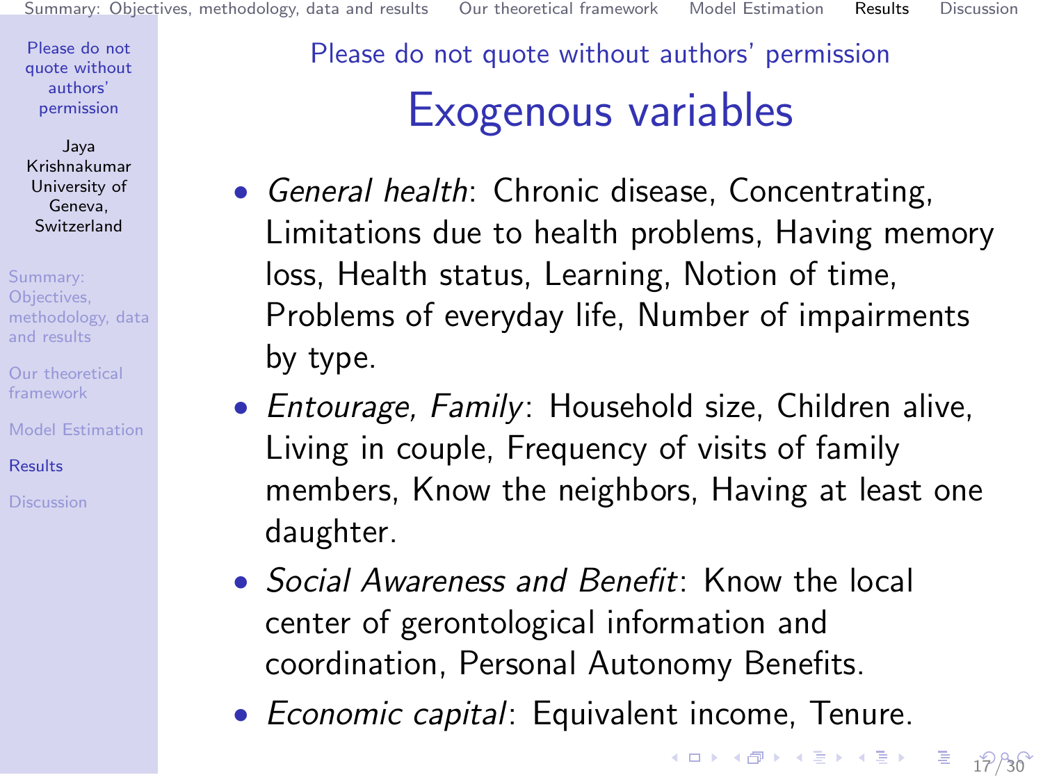Please do not quote without authors' permission

# Exogenous variables

- *General health*: Chronic disease, Concentrating, Limitations due to health problems, Having memory loss, Health status, Learning, Notion of time, Problems of everyday life, Number of impairments by type.
- *Entourage, Family*: Household size, Children alive, Living in couple, Frequency of visits of family members, Know the neighbors, Having at least one daughter.
- *Social Awareness and Benefit*: Know the local center of gerontological information and coordination, Personal Autonomy Benefits.
- *Economic capital*: Equivalent income, Tenure.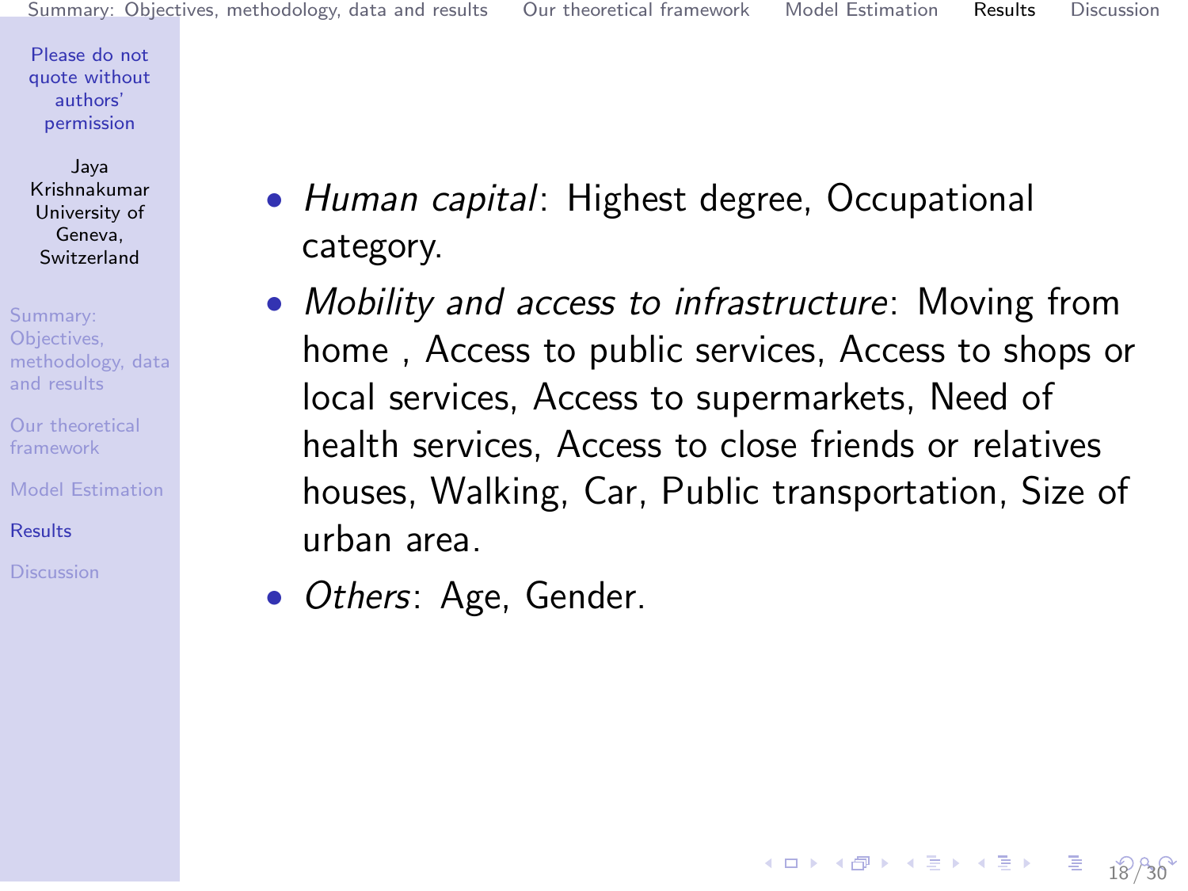- *Human capital*: Highest degree, Occupational category.
- *Mobility and access to infrastructure*: Moving from home , Access to public services, Access to shops or local services, Access to supermarkets, Need of health services, Access to close friends or relatives houses, Walking, Car, Public transportation, Size of urban area.
- *Others*: Age, Gender.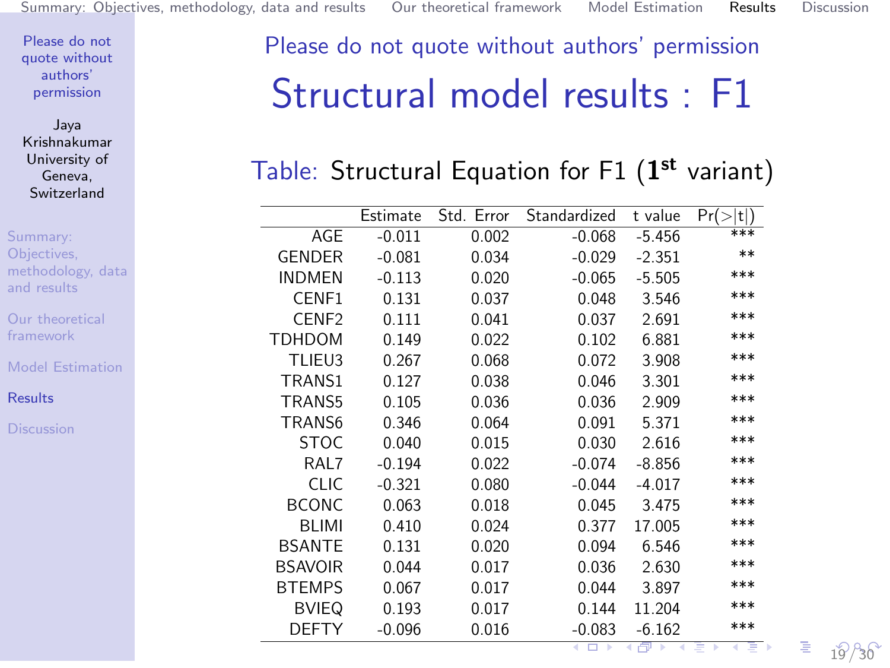Please do not quote without authors' permission

# Structural model results : F1

Table: Structural Equation for F1 (**1[st]** variant)

| | Estimate | Std. Error | Standardized | t value | Pr(>\|t\|) |
|---|---|---|---|---|---|
| AGE | -0.011 | 0.002 | -0.068 | -5.456 | *** |
| GENDER | -0.081 | 0.034 | -0.029 | -2.351 | ** |
| INDMEN | -0.113 | 0.020 | -0.065 | -5.505 | *** |
| CENF1 | 0.131 | 0.037 | 0.048 | 3.546 | *** |
| CENF2 | 0.111 | 0.041 | 0.037 | 2.691 | *** |
| TDHDOM | 0.149 | 0.022 | 0.102 | 6.881 | *** |
| TLIEU3 | 0.267 | 0.068 | 0.072 | 3.908 | *** |
| TRANS1 | 0.127 | 0.038 | 0.046 | 3.301 | *** |
| TRANS5 | 0.105 | 0.036 | 0.036 | 2.909 | *** |
| TRANS6 | 0.346 | 0.064 | 0.091 | 5.371 | *** |
| STOC | 0.040 | 0.015 | 0.030 | 2.616 | *** |
| RAL7 | -0.194 | 0.022 | -0.074 | -8.856 | *** |
| CLIC | -0.321 | 0.080 | -0.044 | -4.017 | *** |
| BCONC | 0.063 | 0.018 | 0.045 | 3.475 | *** |
| BLIMI | 0.410 | 0.024 | 0.377 | 17.005 | *** |
| BSANTE | 0.131 | 0.020 | 0.094 | 6.546 | *** |
| BSAVOIR | 0.044 | 0.017 | 0.036 | 2.630 | *** |
| BTEMPS | 0.067 | 0.017 | 0.044 | 3.897 | *** |
| BVIEQ | 0.193 | 0.017 | 0.144 | 11.204 | *** |
| DEFTY | -0.096 | 0.016 | -0.083 | -6.162 | *** |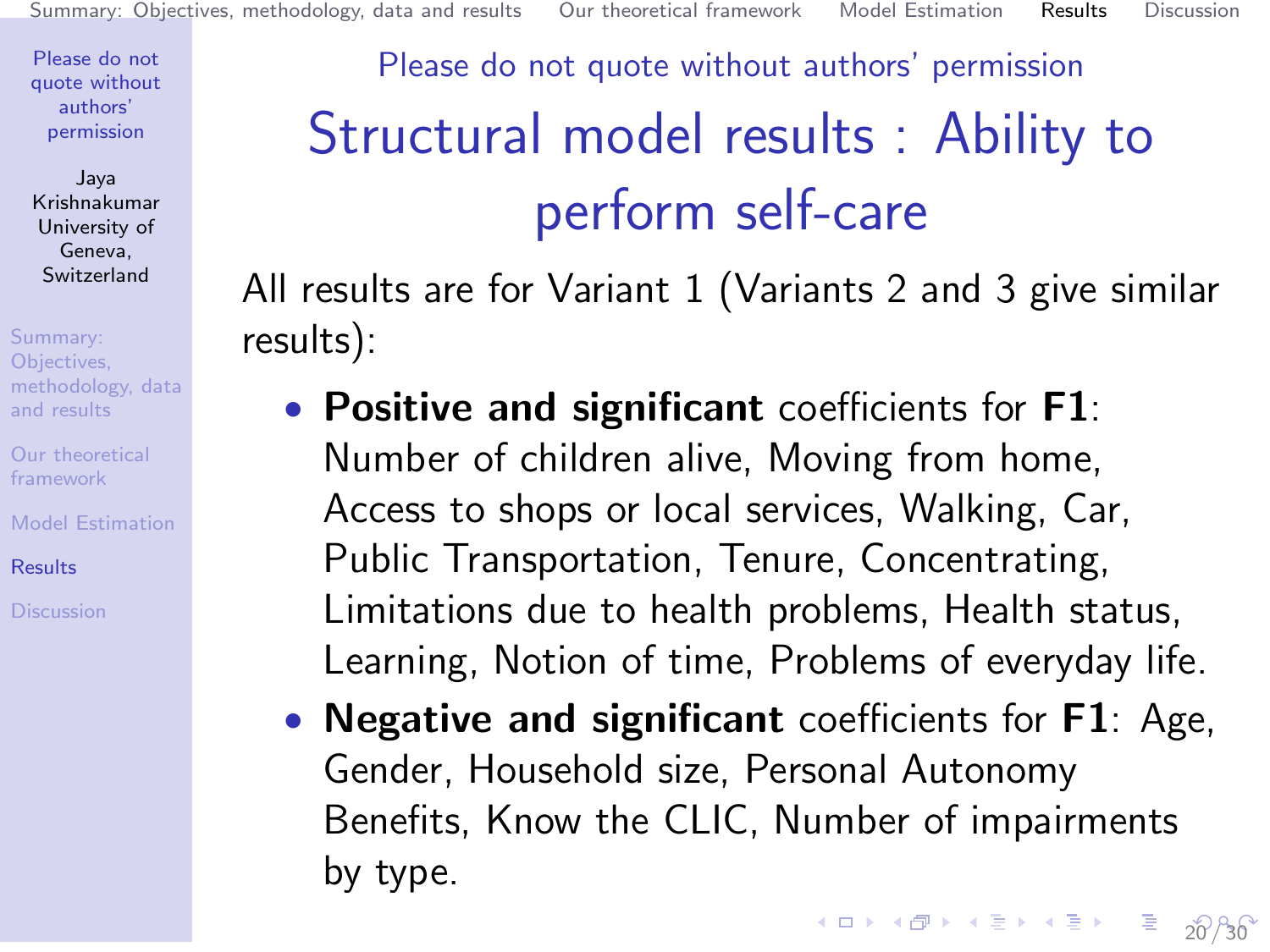Please do not quote without authors' permission

# Structural model results : Ability to perform self-care

All results are for Variant 1 (Variants 2 and 3 give similar results):

- **Positive and significant** coefficients for **F1**: Number of children alive, Moving from home, Access to shops or local services, Walking, Car, Public Transportation, Tenure, Concentrating, Limitations due to health problems, Health status, Learning, Notion of time, Problems of everyday life.
- **Negative and significant** coefficients for **F1**: Age, Gender, Household size, Personal Autonomy Benefits, Know the CLIC, Number of impairments by type.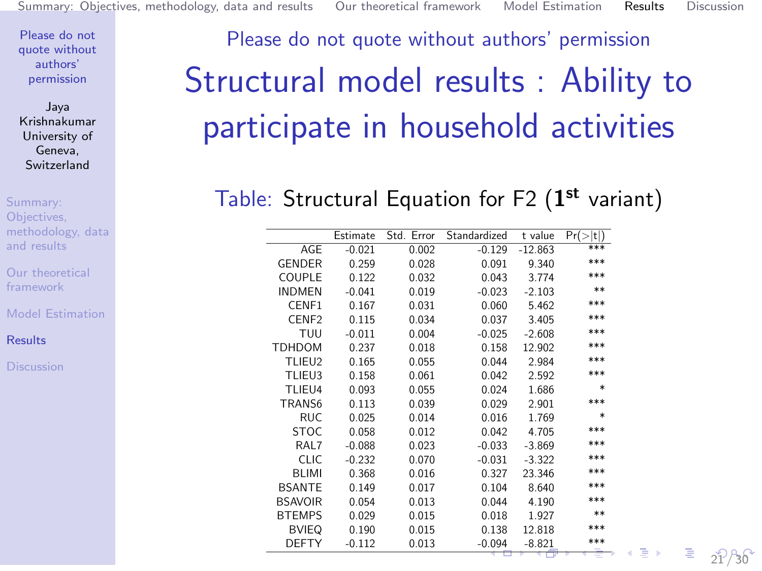Please do not quote without authors' permission

# Structural model results : Ability to participate in household activities

Table: Structural Equation for F2 ($\mathbf{1^{st}}$ variant)

| | Estimate | Std. Error | Standardized | t value | Pr(>\|t\|) |
|---|---|---|---|---|---|
| AGE | -0.021 | 0.002 | -0.129 | -12.863 | *** |
| GENDER | 0.259 | 0.028 | 0.091 | 9.340 | *** |
| COUPLE | 0.122 | 0.032 | 0.043 | 3.774 | *** |
| INDMEN | -0.041 | 0.019 | -0.023 | -2.103 | ** |
| CENF1 | 0.167 | 0.031 | 0.060 | 5.462 | *** |
| CENF2 | 0.115 | 0.034 | 0.037 | 3.405 | *** |
| TUU | -0.011 | 0.004 | -0.025 | -2.608 | *** |
| TDHDOM | 0.237 | 0.018 | 0.158 | 12.902 | *** |
| TLIEU2 | 0.165 | 0.055 | 0.044 | 2.984 | *** |
| TLIEU3 | 0.158 | 0.061 | 0.042 | 2.592 | *** |
| TLIEU4 | 0.093 | 0.055 | 0.024 | 1.686 | * |
| TRANS6 | 0.113 | 0.039 | 0.029 | 2.901 | *** |
| RUC | 0.025 | 0.014 | 0.016 | 1.769 | * |
| STOC | 0.058 | 0.012 | 0.042 | 4.705 | *** |
| RAL7 | -0.088 | 0.023 | -0.033 | -3.869 | *** |
| CLIC | -0.232 | 0.070 | -0.031 | -3.322 | *** |
| BLIMI | 0.368 | 0.016 | 0.327 | 23.346 | *** |
| BSANTE | 0.149 | 0.017 | 0.104 | 8.640 | *** |
| BSAVOIR | 0.054 | 0.013 | 0.044 | 4.190 | *** |
| BTEMPS | 0.029 | 0.015 | 0.018 | 1.927 | ** |
| BVIEQ | 0.190 | 0.015 | 0.138 | 12.818 | *** |
| DEFTY | -0.112 | 0.013 | -0.094 | -8.821 | *** |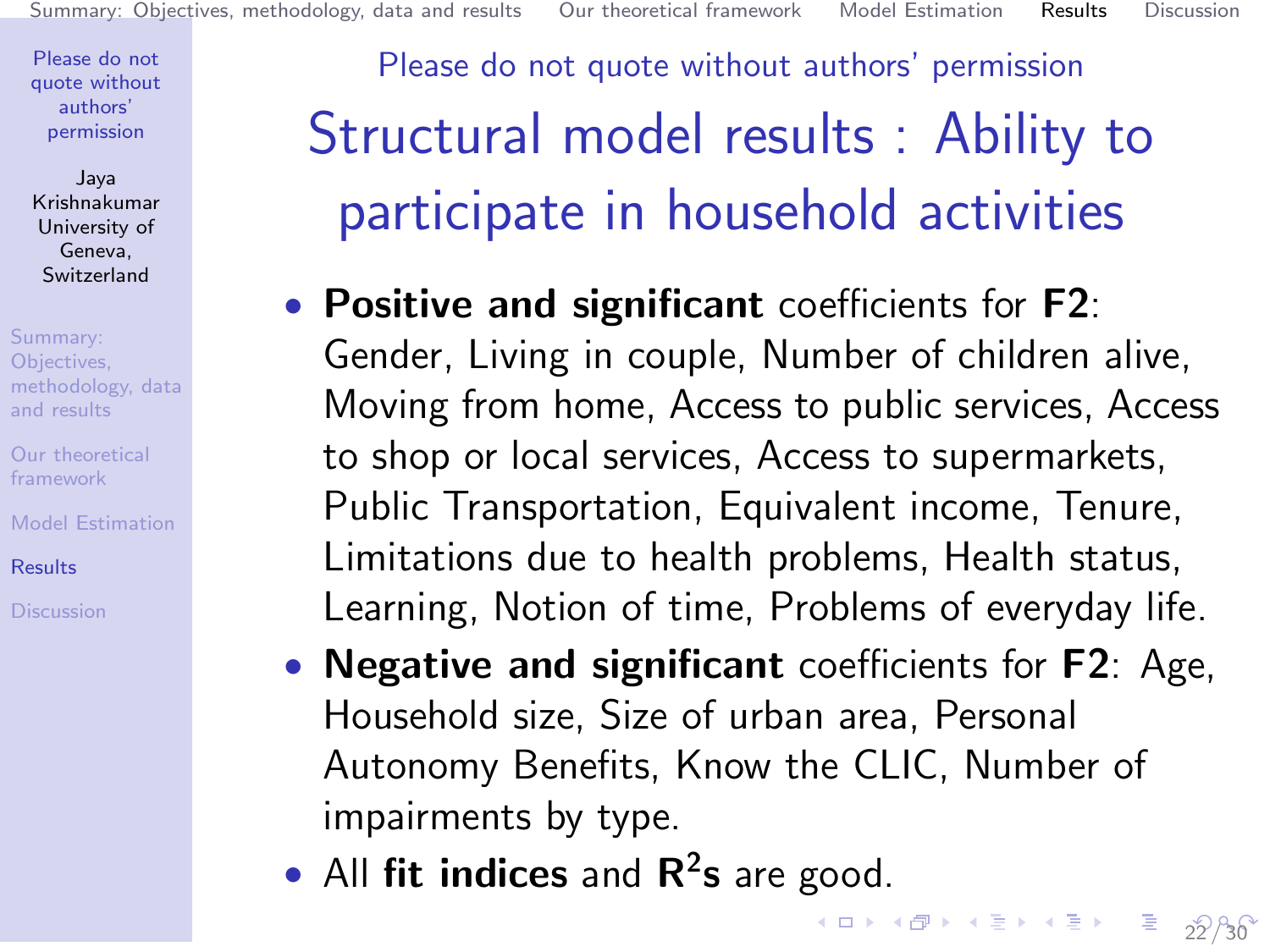Please do not quote without authors' permission

# Structural model results : Ability to participate in household activities

- **Positive and significant** coefficients for **F2**: Gender, Living in couple, Number of children alive, Moving from home, Access to public services, Access to shop or local services, Access to supermarkets, Public Transportation, Equivalent income, Tenure, Limitations due to health problems, Health status, Learning, Notion of time, Problems of everyday life.
- **Negative and significant** coefficients for **F2**: Age, Household size, Size of urban area, Personal Autonomy Benefits, Know the CLIC, Number of impairments by type.
- All **fit indices** and **$R^2$s** are good.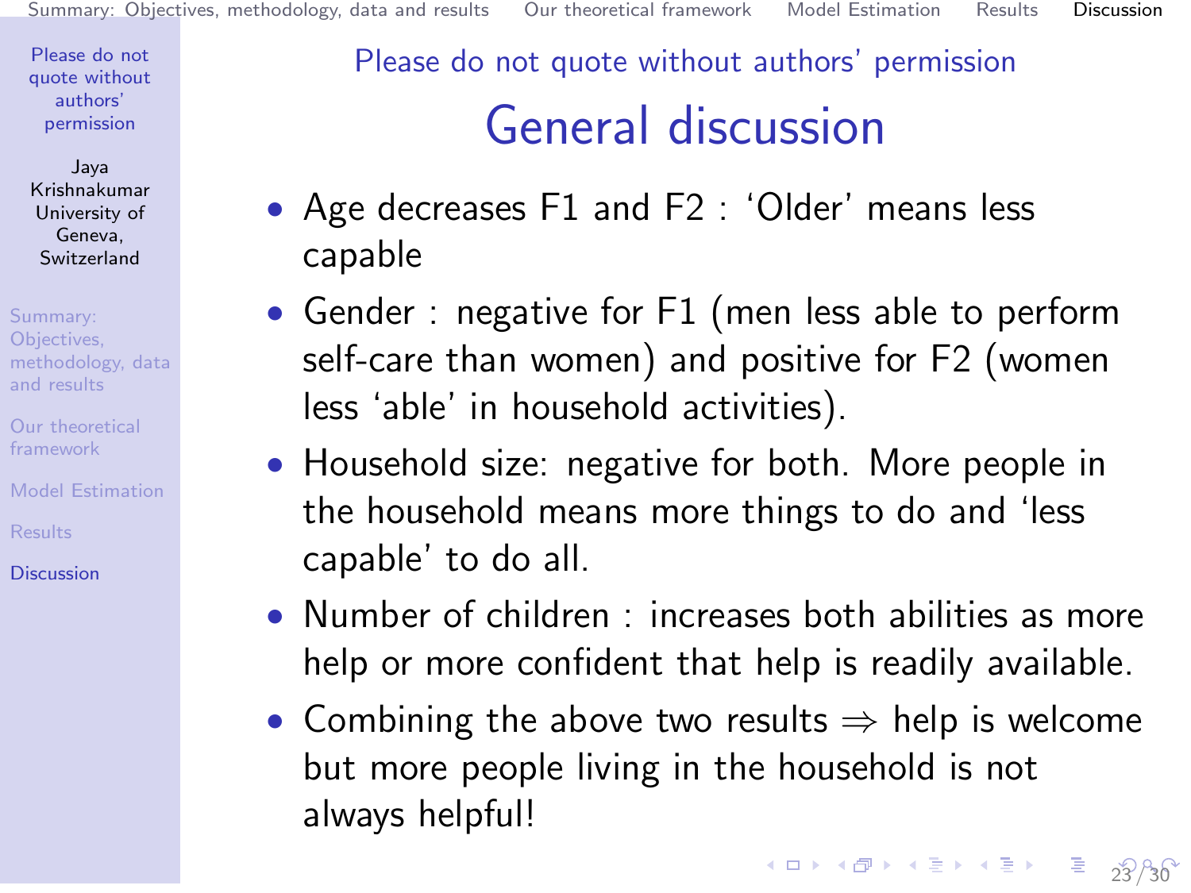Please do not quote without authors' permission

# General discussion

- Age decreases F1 and F2 : 'Older' means less capable
- Gender : negative for F1 (men less able to perform self-care than women) and positive for F2 (women less 'able' in household activities).
- Household size: negative for both. More people in the household means more things to do and 'less capable' to do all.
- Number of children : increases both abilities as more help or more confident that help is readily available.
- Combining the above two results ⇒ help is welcome but more people living in the household is not always helpful!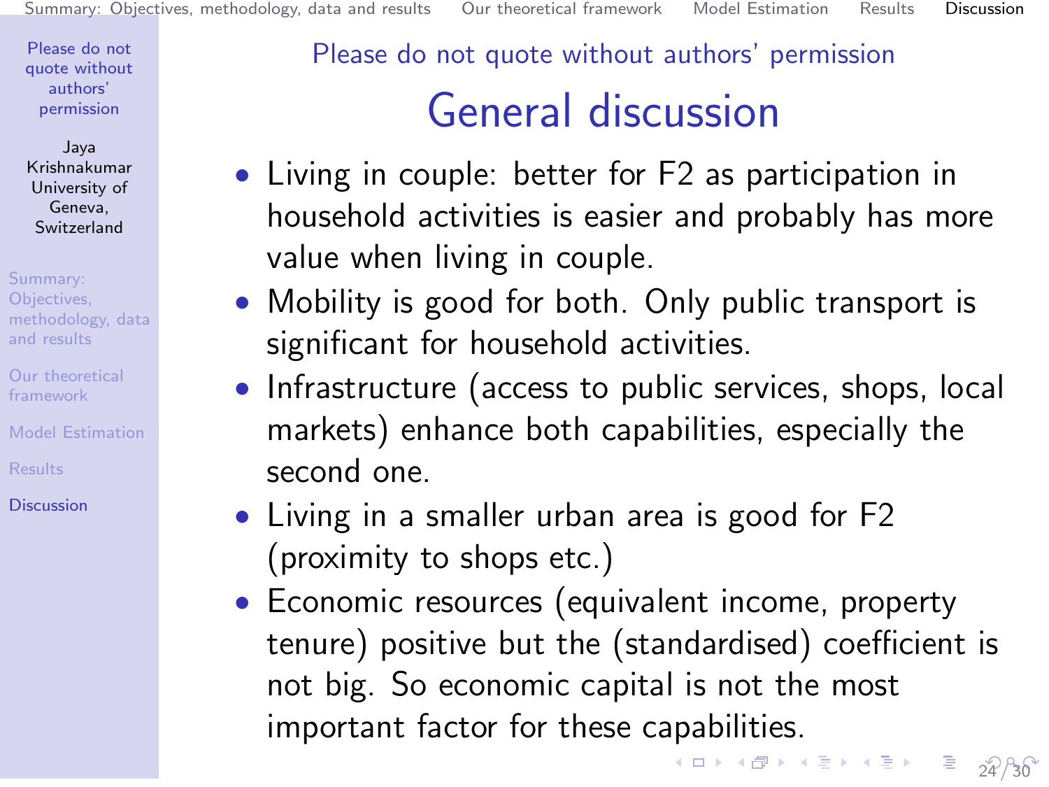Please do not quote without authors' permission

# General discussion

- Living in couple: better for F2 as participation in household activities is easier and probably has more value when living in couple.
- Mobility is good for both. Only public transport is significant for household activities.
- Infrastructure (access to public services, shops, local markets) enhance both capabilities, especially the second one.
- Living in a smaller urban area is good for F2 (proximity to shops etc.)
- Economic resources (equivalent income, property tenure) positive but the (standardised) coefficient is not big. So economic capital is not the most important factor for these capabilities.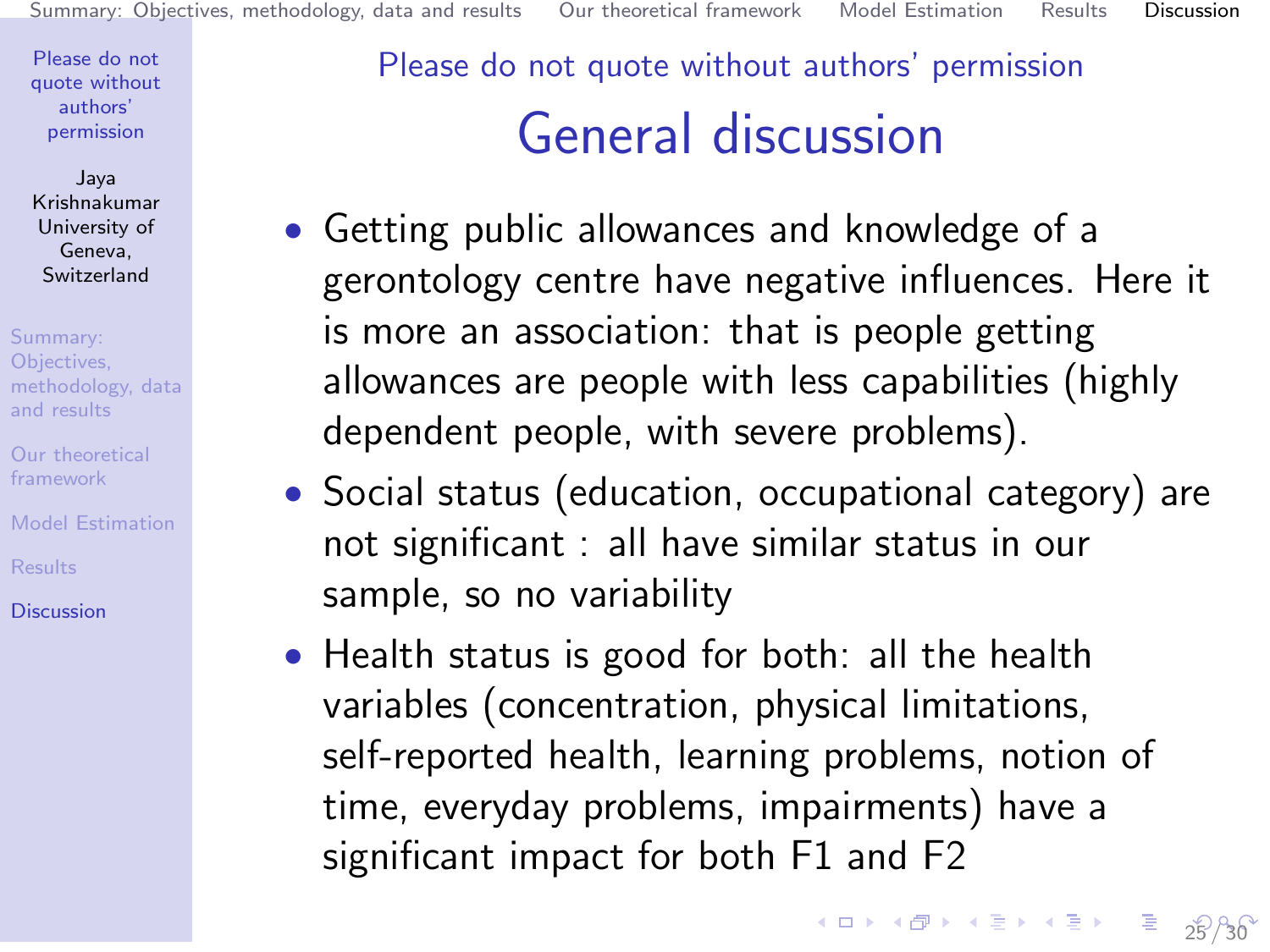Please do not quote without authors' permission

# General discussion

- Getting public allowances and knowledge of a gerontology centre have negative influences. Here it is more an association: that is people getting allowances are people with less capabilities (highly dependent people, with severe problems).
- Social status (education, occupational category) are not significant : all have similar status in our sample, so no variability
- Health status is good for both: all the health variables (concentration, physical limitations, self-reported health, learning problems, notion of time, everyday problems, impairments) have a significant impact for both F1 and F2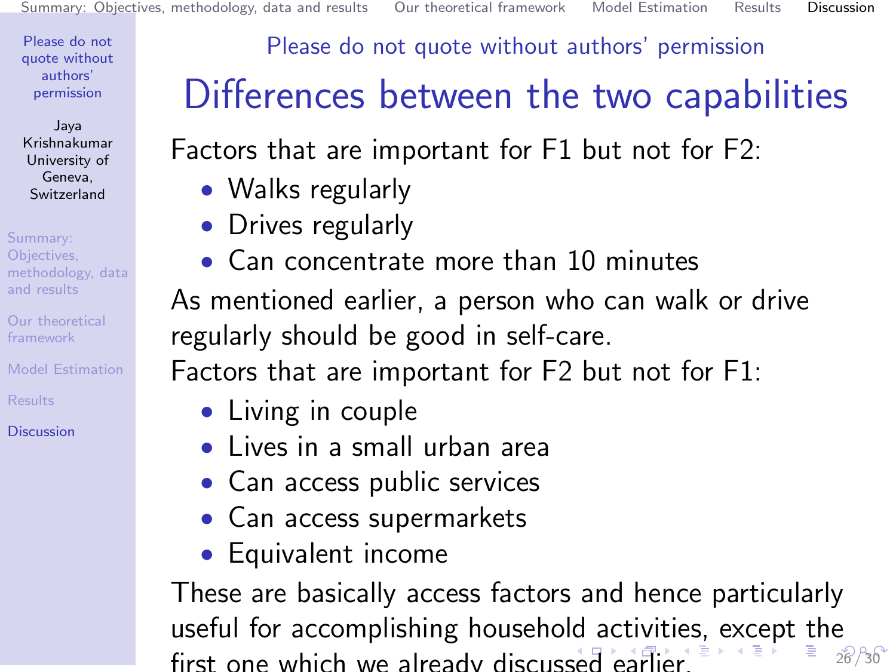Please do not quote without authors' permission

# Differences between the two capabilities

Factors that are important for F1 but not for F2:

- Walks regularly
- Drives regularly
- Can concentrate more than 10 minutes

As mentioned earlier, a person who can walk or drive regularly should be good in self-care.

Factors that are important for F2 but not for F1:

- Living in couple
- Lives in a small urban area
- Can access public services
- Can access supermarkets
- Equivalent income

These are basically access factors and hence particularly useful for accomplishing household activities, except the first one which we already discussed earlier.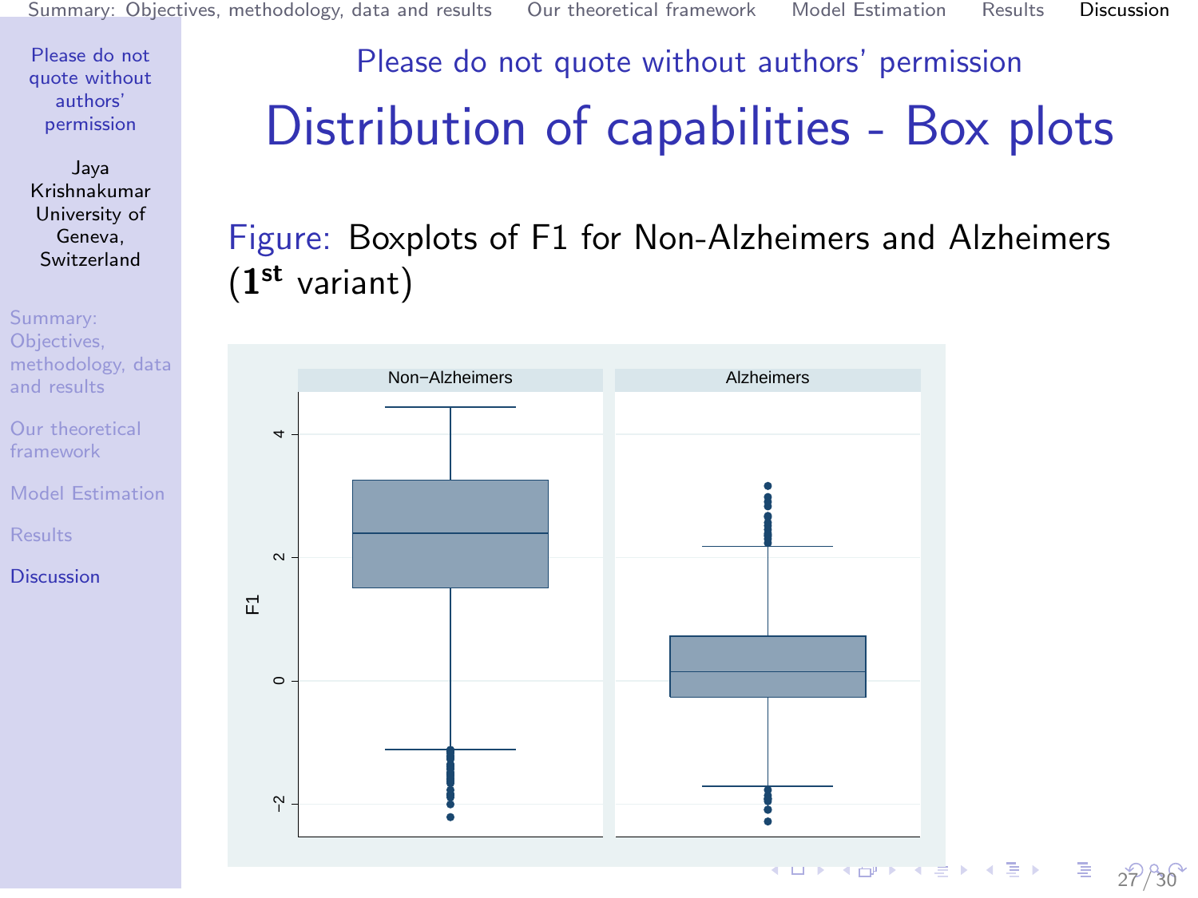Please do not quote without authors' permission

# Distribution of capabilities - Box plots

Figure: Boxplots of F1 for Non-Alzheimers and Alzheimers ($\mathbf{1^{st}}$ variant)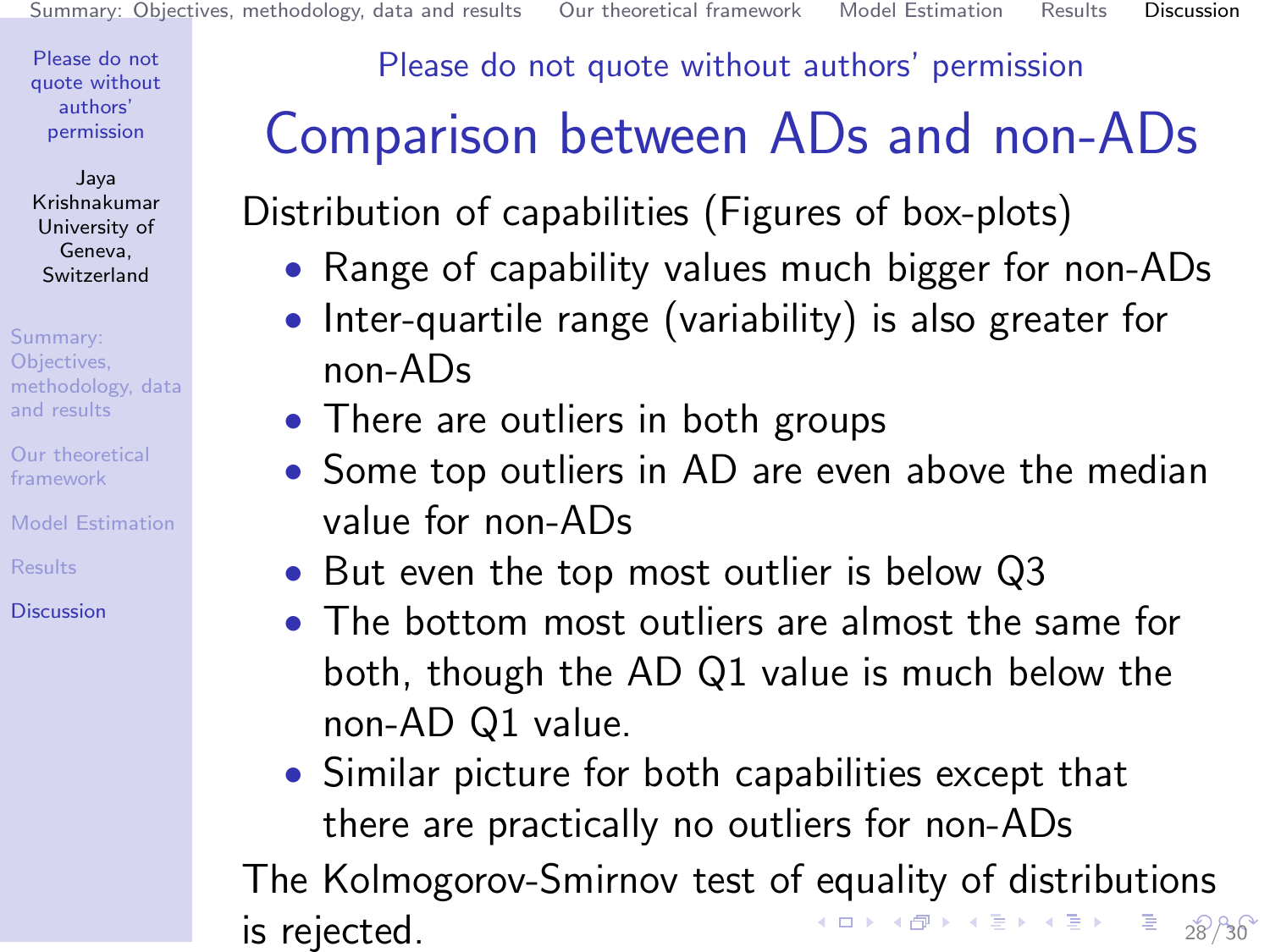Please do not quote without authors' permission

# Comparison between ADs and non-ADs

Distribution of capabilities (Figures of box-plots)

- Range of capability values much bigger for non-ADs
- Inter-quartile range (variability) is also greater for non-ADs
- There are outliers in both groups
- Some top outliers in AD are even above the median value for non-ADs
- But even the top most outlier is below Q3
- The bottom most outliers are almost the same for both, though the AD Q1 value is much below the non-AD Q1 value.
- Similar picture for both capabilities except that there are practically no outliers for non-ADs

The Kolmogorov-Smirnov test of equality of distributions is rejected.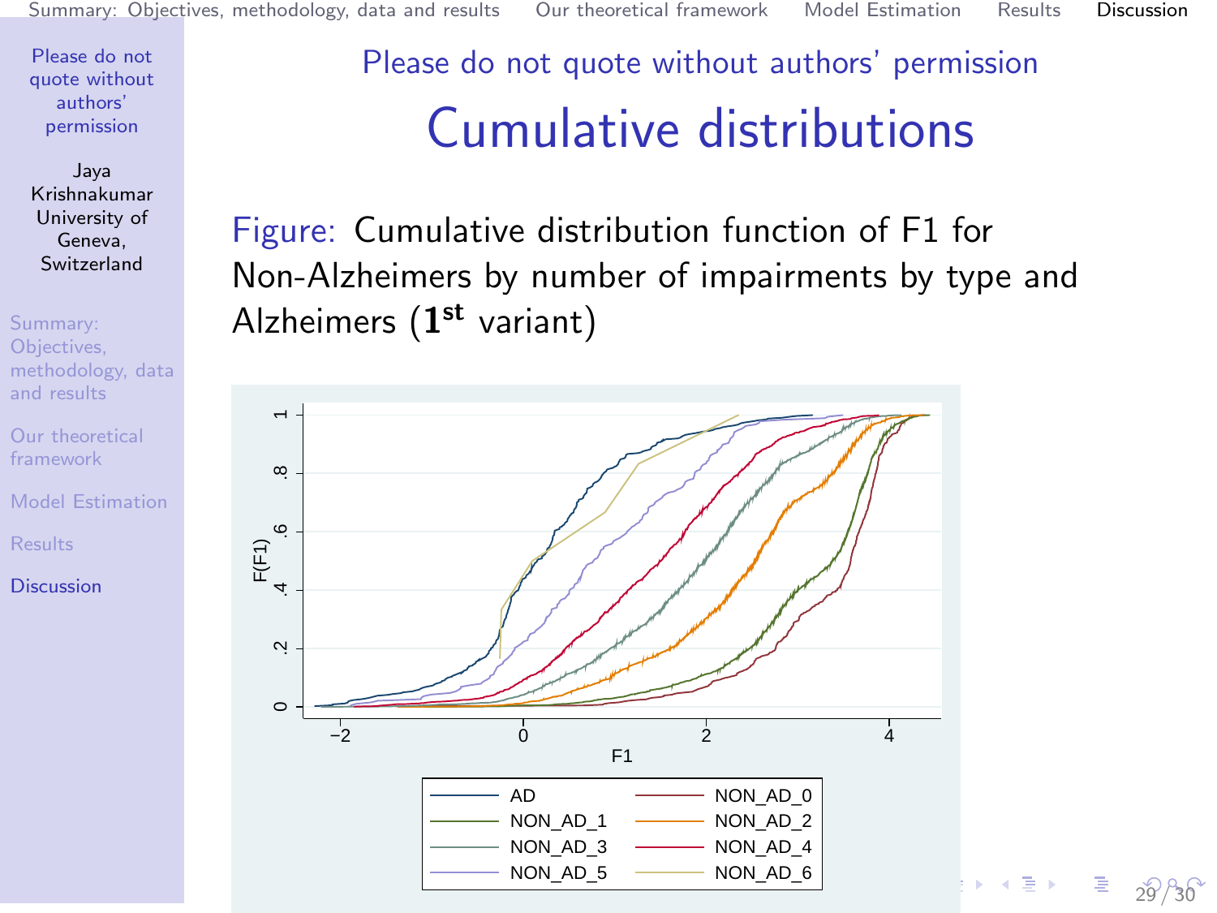Please do not quote without authors' permission

# Cumulative distributions

Figure: Cumulative distribution function of F1 for Non-Alzheimers by number of impairments by type and Alzheimers ($\mathbf{1^{st}}$ variant)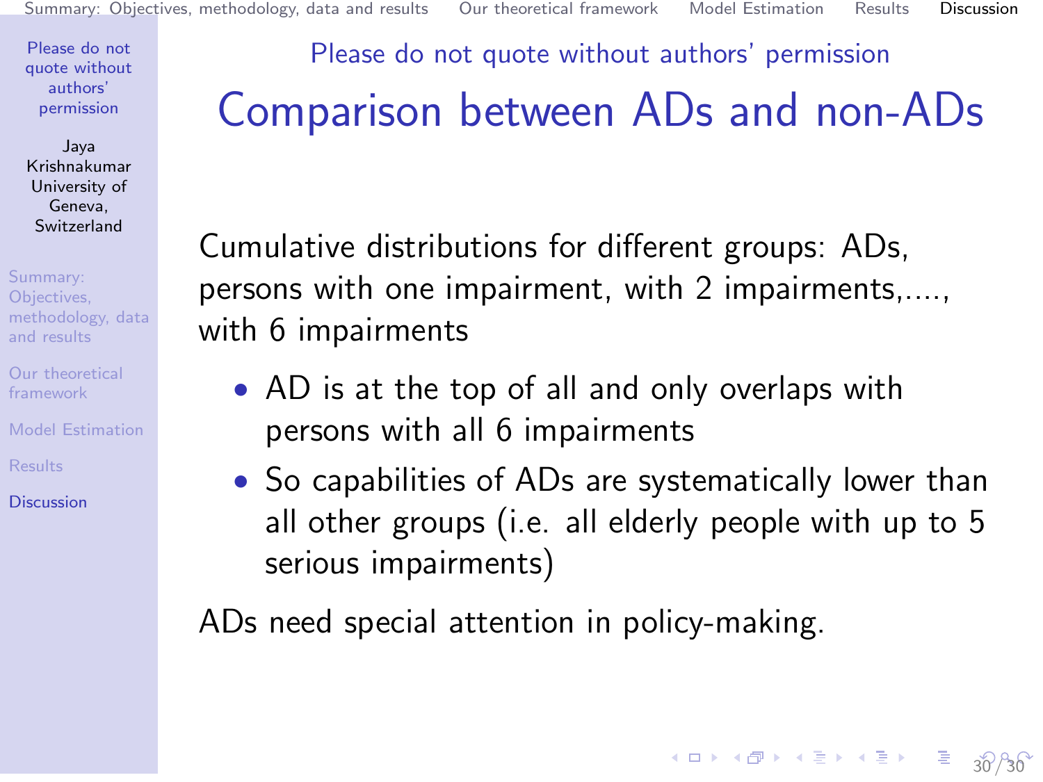Please do not quote without authors' permission

# Comparison between ADs and non-ADs

Cumulative distributions for different groups: ADs, persons with one impairment, with 2 impairments,...., with 6 impairments

- AD is at the top of all and only overlaps with persons with all 6 impairments
- So capabilities of ADs are systematically lower than all other groups (i.e. all elderly people with up to 5 serious impairments)

ADs need special attention in policy-making.